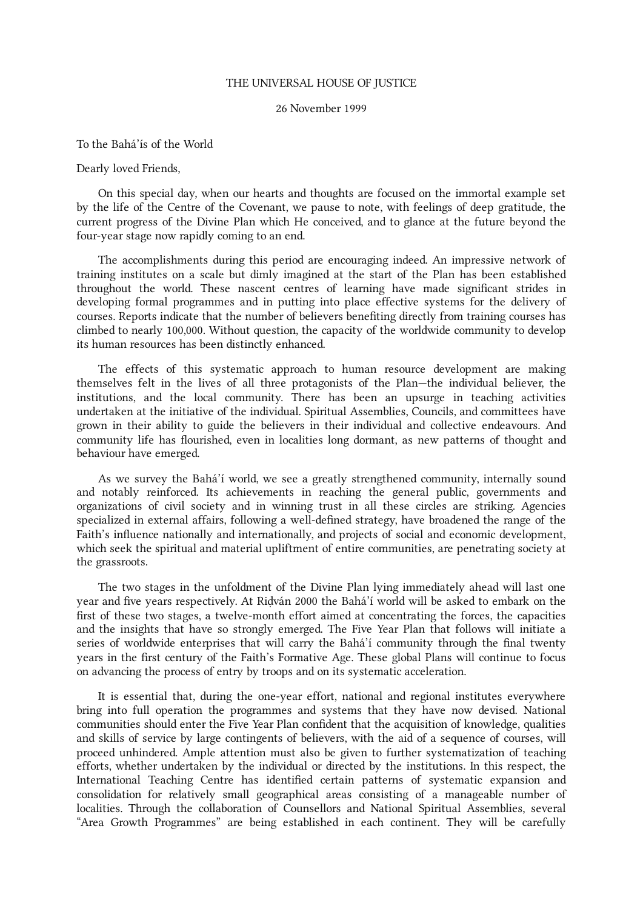THE UNIVERSAL HOUSE OF JUSTICE

26 November 1999

To the Bahá'ís of the World

Dearly loved Friends,

On this special day, when our hearts and thoughts are focused on the immortal example set by the life of the Centre of the Covenant, we pause to note, with feelings of deep gratitude, the current progress of the Divine Plan which He conceived, and to glance at the future beyond the four-year stage now rapidly coming to an end.

The accomplishments during this period are encouraging indeed. An impressive network of training institutes on a scale but dimly imagined at the start of the Plan has been established throughout the world. These nascent centres of learning have made significant strides in developing formal programmes and in putting into place effective systems for the delivery of courses. Reports indicate that the number of believers benefiting directly from training courses has climbed to nearly 100,000. Without question, the capacity of the worldwide community to develop its human resources has been distinctly enhanced.

The effects of this systematic approach to human resource development are making themselves felt in the lives of all three protagonists of the Plan—the individual believer, the institutions, and the local community. There has been an upsurge in teaching activities undertaken at the initiative of the individual. Spiritual Assemblies, Councils, and committees have grown in their ability to guide the believers in their individual and collective endeavours. And community life has flourished, even in localities long dormant, as new patterns of thought and behaviour have emerged.

As we survey the Bahá'í world, we see a greatly strengthened community, internally sound and notably reinforced. Its achievements in reaching the general public, governments and organizations of civil society and in winning trust in all these circles are striking. Agencies specialized in external affairs, following a well-defined strategy, have broadened the range of the Faith's influence nationally and internationally, and projects of social and economic development, which seek the spiritual and material upliftment of entire communities, are penetrating society at the grassroots.

The two stages in the unfoldment of the Divine Plan lying immediately ahead will last one year and five years respectively. At Riḍván 2000 the Bahá'í world will be asked to embark on the first of these two stages, a twelve-month effort aimed at concentrating the forces, the capacities and the insights that have so strongly emerged. The Five Year Plan that follows will initiate a series of worldwide enterprises that will carry the Bahá'í community through the final twenty years in the first century of the Faith's Formative Age. These global Plans will continue to focus on advancing the process of entry by troops and on its systematic acceleration.

It is essential that, during the one-year effort, national and regional institutes everywhere bring into full operation the programmes and systems that they have now devised. National communities should enter the Five Year Plan confident that the acquisition of knowledge, qualities and skills of service by large contingents of believers, with the aid of a sequence of courses, will proceed unhindered. Ample attention must also be given to further systematization of teaching efforts, whether undertaken by the individual or directed by the institutions. In this respect, the International Teaching Centre has identified certain patterns of systematic expansion and consolidation for relatively small geographical areas consisting of a manageable number of localities. Through the collaboration of Counsellors and National Spiritual Assemblies, several "Area Growth Programmes" are being established in each continent. They will be carefully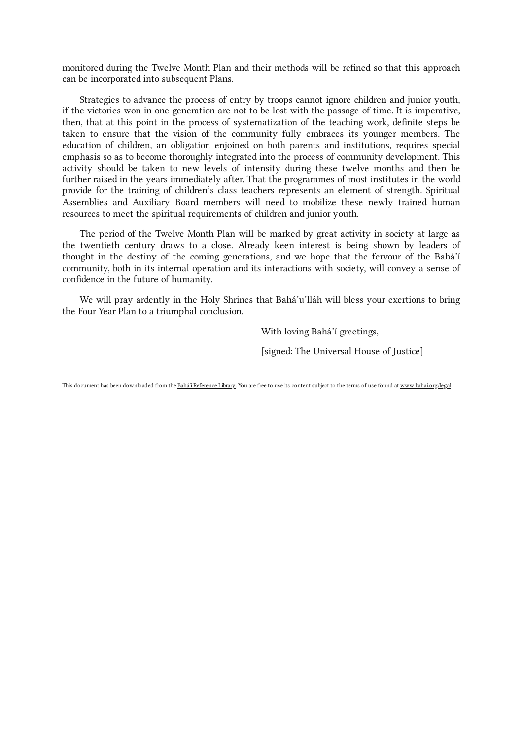monitored during the Twelve Month Plan and their methods will be refined so that this approach can be incorporated into subsequent Plans.

Strategies to advance the process of entry by troops cannot ignore children and junior youth, if the victories won in one generation are not to be lost with the passage of time. It is imperative, then, that at this point in the process of systematization of the teaching work, definite steps be taken to ensure that the vision of the community fully embraces its younger members. The education of children, an obligation enjoined on both parents and institutions, requires special emphasis so as to become thoroughly integrated into the process of community development. This activity should be taken to new levels of intensity during these twelve months and then be further raised in the years immediately after. That the programmes of most institutes in the world provide for the training of children's class teachers represents an element of strength. Spiritual Assemblies and Auxiliary Board members will need to mobilize these newly trained human resources to meet the spiritual requirements of children and junior youth.

The period of the Twelve Month Plan will be marked by great activity in society at large as the twentieth century draws to a close. Already keen interest is being shown by leaders of thought in the destiny of the coming generations, and we hope that the fervour of the Bahá'í community, both in its internal operation and its interactions with society, will convey a sense of confidence in the future of humanity.

We will pray ardently in the Holy Shrines that Bahá'u'lláh will bless your exertions to bring the Four Year Plan to a triumphal conclusion.

With loving Bahá'í greetings,

[signed: The Universal House of Justice]

This document has been downloaded from the Bahá'í Reference Library. You are free to use its content subject to the terms of use found at www.bahai.org/legal